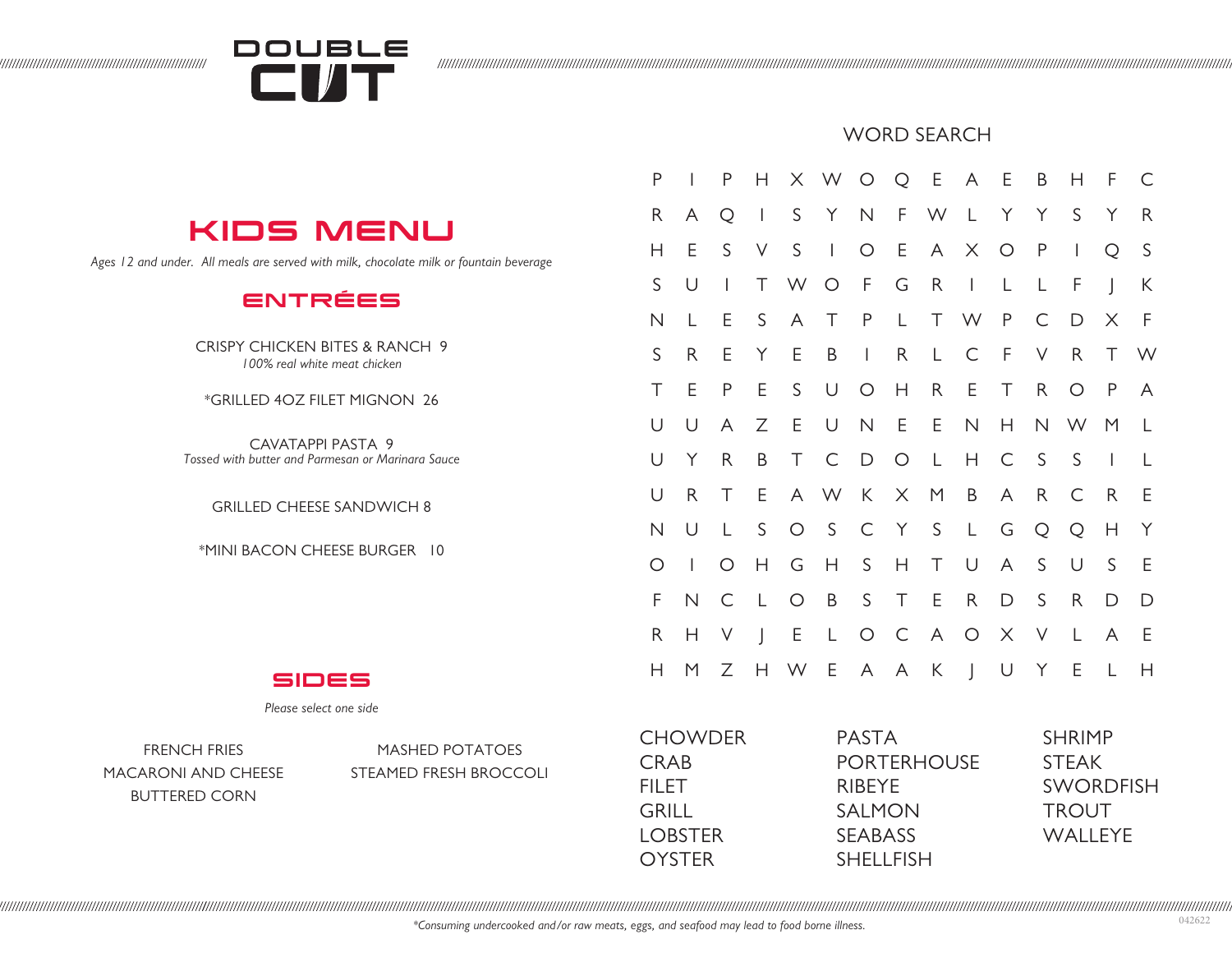# DOUBLE CUT

## KIDS MENU

*Ages 12 and under. All meals are served with milk, chocolate milk or fountain beverage*

### ENTRÉES

CRISPY CHICKEN BITES & RANCH 9
*100% real white meat chicken*

*GRILLED 4OZ FILET MIGNON 26

CAVATAPPI PASTA 9
*Tossed with butter and Parmesan or Marinara Sauce*

GRILLED CHEESE SANDWICH 8

*MINI BACON CHEESE BURGER 10

### SIDES

*Please select one side*

FRENCH FRIES
MACARONI AND CHEESE
BUTTERED CORN
MASHED POTATOES
STEAMED FRESH BROCCOLI

## WORD SEARCH

```
P I P H X W O Q E A E B H F C
R A Q I S Y N F W L Y Y S Y R
H E S V S I O E A X O P I Q S
S U I T W O F G R I L L F J K
N L E S A T P L T W P C D X F
S R E Y E B I R L C F V R T W
T E P E S U O H R E T R O P A
U U A Z E U N E E N H N W M L
U Y R B T C D O L H C S S I L
U R T E A W K X M B A R C R E
N U L S O S C Y S L G Q Q H Y
O I O H G H S H T U A S U S E
F N C L O B S T E R D S R D D
R H V J E L O C A O X V L A E
H M Z H W E A A K J U Y E L H
```

CHOWDER
CRAB
FILET
GRILL
LOBSTER
OYSTER
PASTA
PORTERHOUSE
RIBEYE
SALMON
SEABASS
SHELLFISH
SHRIMP
STEAK
SWORDFISH
TROUT
WALLEYE

*Consuming undercooked and/or raw meats, eggs, and seafood may lead to food borne illness.

042622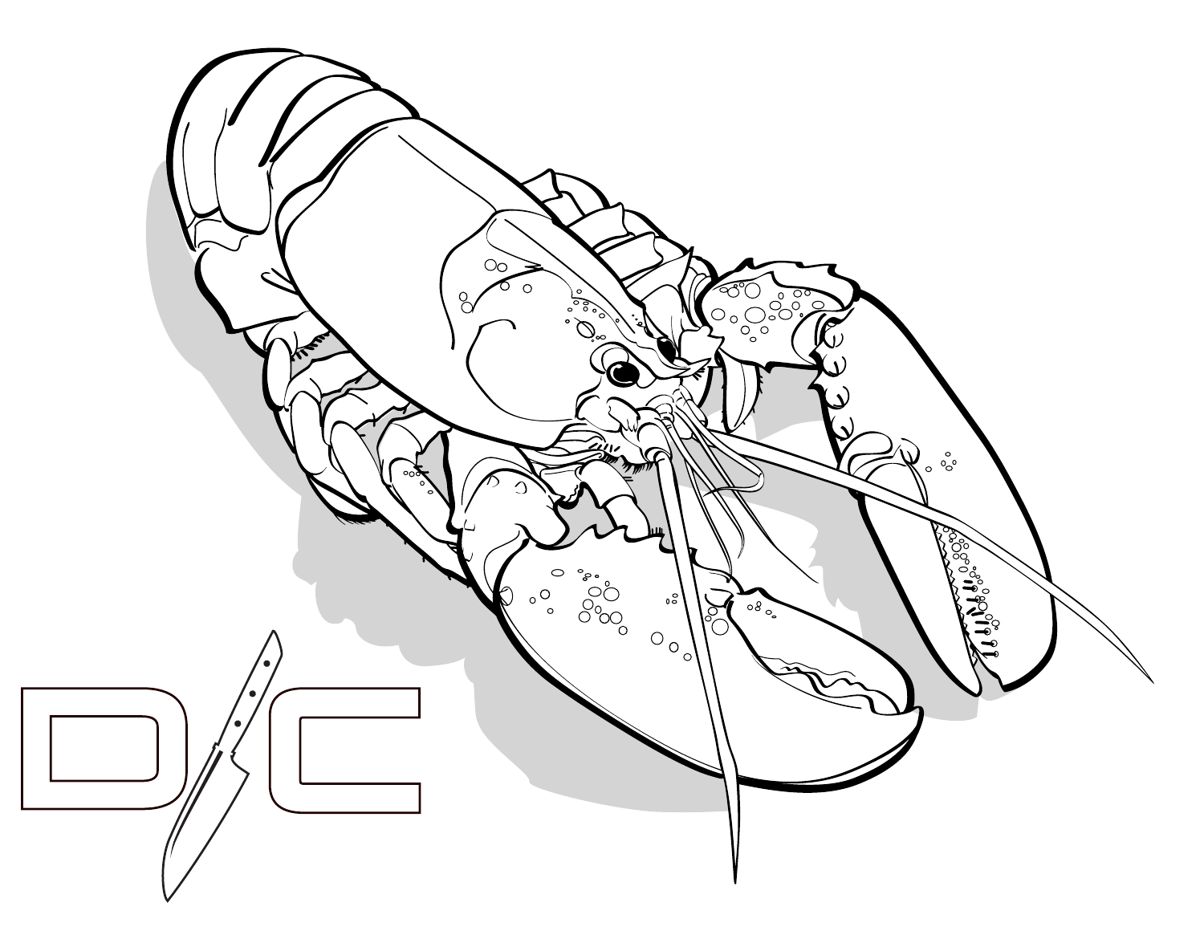D/C